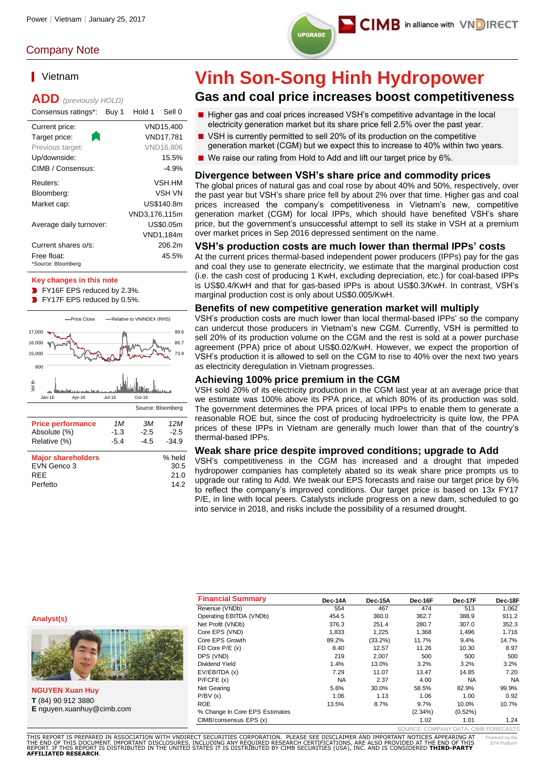Power | Vietnam | January 25, 2017

Company Note

UPGRADE

# Vinh Son-Song Hinh Hydropower

## Gas and coal price increases boost competitiveness

- Higher gas and coal prices increased VSH's competitive advantage in the local electricity generation market but its share price fell 2.5% over the past year.
- VSH is currently permitted to sell 20% of its production on the competitive generation market (CGM) but we expect this to increase to 40% within two years.
- We raise our rating from Hold to Add and lift our target price by 6%.

### Divergence between VSH's share price and commodity prices

The global prices of natural gas and coal rose by about 40% and 50%, respectively, over the past year but VSH's share price fell by about 2% over that time. Higher gas and coal prices increased the company's competitiveness in Vietnam's new, competitive generation market (CGM) for local IPPs, which should have benefited VSH's share price, but the government's unsuccessful attempt to sell its stake in VSH at a premium over market prices in Sep 2016 depressed sentiment on the name.

### VSH's production costs are much lower than thermal IPPs' costs

At the current prices thermal-based independent power producers (IPPs) pay for the gas and coal they use to generate electricity, we estimate that the marginal production cost (i.e. the cash cost of producing 1 KwH, excluding depreciation, etc.) for coal-based IPPs is US$0.4/KwH and that for gas-based IPPs is about US$0.3/KwH. In contrast, VSH's marginal production cost is only about US$0.005/KwH.

### Benefits of new competitive generation market will multiply

VSH's production costs are much lower than local thermal-based IPPs' so the company can undercut those producers in Vietnam's new CGM. Currently, VSH is permitted to sell 20% of its production volume on the CGM and the rest is sold at a power purchase agreement (PPA) price of about US$0.02/KwH. However, we expect the proportion of VSH's production it is allowed to sell on the CGM to rise to 40% over the next two years as electricity deregulation in Vietnam progresses.

### Achieving 100% price premium in the CGM

VSH sold 20% of its electricity production in the CGM last year at an average price that we estimate was 100% above its PPA price, at which 80% of its production was sold. The government determines the PPA prices of local IPPs to enable them to generate a reasonable ROE but, since the cost of producing hydroelectricity is quite low, the PPA prices of these IPPs in Vietnam are generally much lower than that of the country's thermal-based IPPs.

### Weak share price despite improved conditions; upgrade to Add

VSH's competitiveness in the CGM has increased and a drought that impeded hydropower companies has completely abated so its weak share price prompts us to upgrade our rating to Add. We tweak our EPS forecasts and raise our target price by 6% to reflect the company's improved conditions. Our target price is based on 13x FY17 P/E, in line with local peers. Catalysts include progress on a new dam, scheduled to go into service in 2018, and risks include the possibility of a resumed drought.

## Vietnam

**ADD** *(previously HOLD)*

Consensus ratings*: Buy 1 Hold 1 Sell 0

| | |
|---|---|
| Current price: | VND15,400 |
| Target price: | VND17,781 |
| Previous target: | VND16,806 |
| Up/downside: | 15.5% |
| CIMB / Consensus: | -4.9% |
| Reuters: | VSH.HM |
| Bloomberg: | VSH VN |
| Market cap: | US$140.8m |
| | VND3,176,115m |
| Average daily turnover: | US$0.05m |
| | VND1,184m |
| Current shares o/s: | 206.2m |
| Free float: | 45.5% |

*Source: Bloomberg

**Key changes in this note**

- FY16F EPS reduced by 2.3%.
- FY17F EPS reduced by 0.5%.

Source: Bloomberg

| Price performance | 1M | 3M | 12M |
|---|---|---|---|
| Absolute (%) | -1.3 | -2.5 | -2.5 |
| Relative (%) | -5.4 | -4.5 | -34.9 |

| Major shareholders | % held |
|---|---|
| EVN Genco 3 | 30.5 |
| REE | 21.0 |
| Perfetto | 14.2 |

**Analyst(s)**

**NGUYEN Xuan Huy**
**T** (84) 90 912 3880
**E** nguyen.xuanhuy@cimb.com

| Financial Summary | Dec-14A | Dec-15A | Dec-16F | Dec-17F | Dec-18F |
|---|---|---|---|---|---|
| Revenue (VNDb) | 554 | 467 | 474 | 513 | 1,062 |
| Operating EBITDA (VNDb) | 454.5 | 360.0 | 362.7 | 388.9 | 911.2 |
| Net Profit (VNDb) | 376.3 | 251.4 | 280.7 | 307.0 | 352.3 |
| Core EPS (VND) | 1,833 | 1,225 | 1,368 | 1,496 | 1,716 |
| Core EPS Growth | 89.2% | (33.2%) | 11.7% | 9.4% | 14.7% |
| FD Core P/E (x) | 8.40 | 12.57 | 11.26 | 10.30 | 8.97 |
| DPS (VND) | 219 | 2,007 | 500 | 500 | 500 |
| Dividend Yield | 1.4% | 13.0% | 3.2% | 3.2% | 3.2% |
| EV/EBITDA (x) | 7.29 | 11.07 | 13.47 | 14.85 | 7.20 |
| P/FCFE (x) | NA | 2.37 | 4.00 | NA | NA |
| Net Gearing | 5.6% | 30.0% | 58.5% | 82.9% | 99.9% |
| P/BV (x) | 1.06 | 1.13 | 1.06 | 1.00 | 0.92 |
| ROE | 13.5% | 8.7% | 9.7% | 10.0% | 10.7% |
| % Change In Core EPS Estimates | | | (2.34%) | (0.52%) | |
| CIMB/consensus EPS (x) | | | 1.02 | 1.01 | 1.24 |

SOURCE: COMPANY DATA, CIMB FORECASTS

THIS REPORT IS PREPARED IN ASSOCIATION WITH VNDIRECT SECURITIES CORPORATION. PLEASE SEE DISCLAIMER AND IMPORTANT NOTICES APPEARING AT THE END OF THIS DOCUMENT. IMPORTANT DISCLOSURES, INCLUDING ANY REQUIRED RESEARCH CERTIFICATIONS, ARE ALSO PROVIDED AT THE END OF THIS REPORT. IF THIS REPORT IS DISTRIBUTED IN THE UNITED STATES IT IS DISTRIBUTED BY CIMB SECURITIES (USA), INC. AND IS CONSIDERED **THIRD-PARTY AFFILIATED RESEARCH**.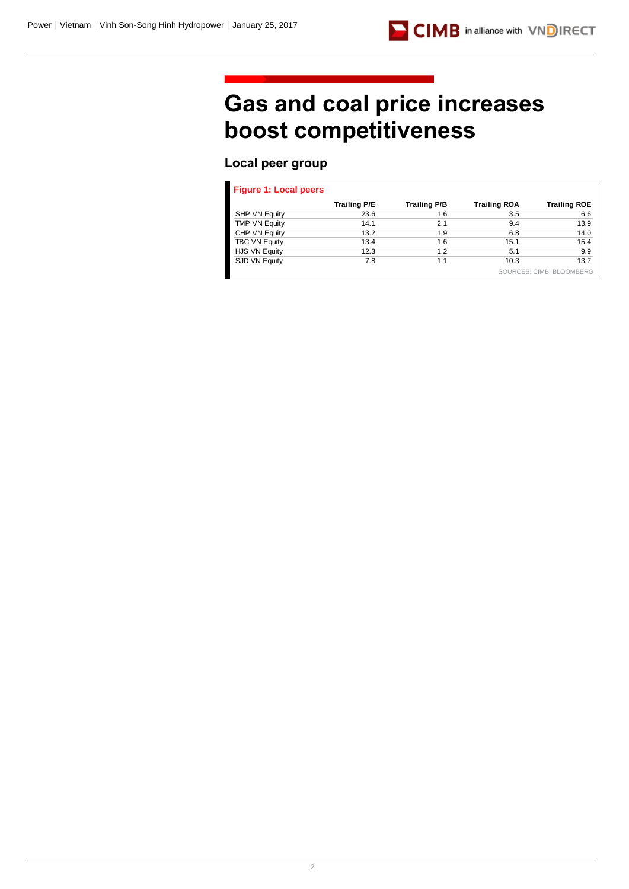# Gas and coal price increases boost competitiveness

## Local peer group

**Figure 1: Local peers**

| | Trailing P/E | Trailing P/B | Trailing ROA | Trailing ROE |
|---|---|---|---|---|
| SHP VN Equity | 23.6 | 1.6 | 3.5 | 6.6 |
| TMP VN Equity | 14.1 | 2.1 | 9.4 | 13.9 |
| CHP VN Equity | 13.2 | 1.9 | 6.8 | 14.0 |
| TBC VN Equity | 13.4 | 1.6 | 15.1 | 15.4 |
| HJS VN Equity | 12.3 | 1.2 | 5.1 | 9.9 |
| SJD VN Equity | 7.8 | 1.1 | 10.3 | 13.7 |

SOURCES: CIMB, BLOOMBERG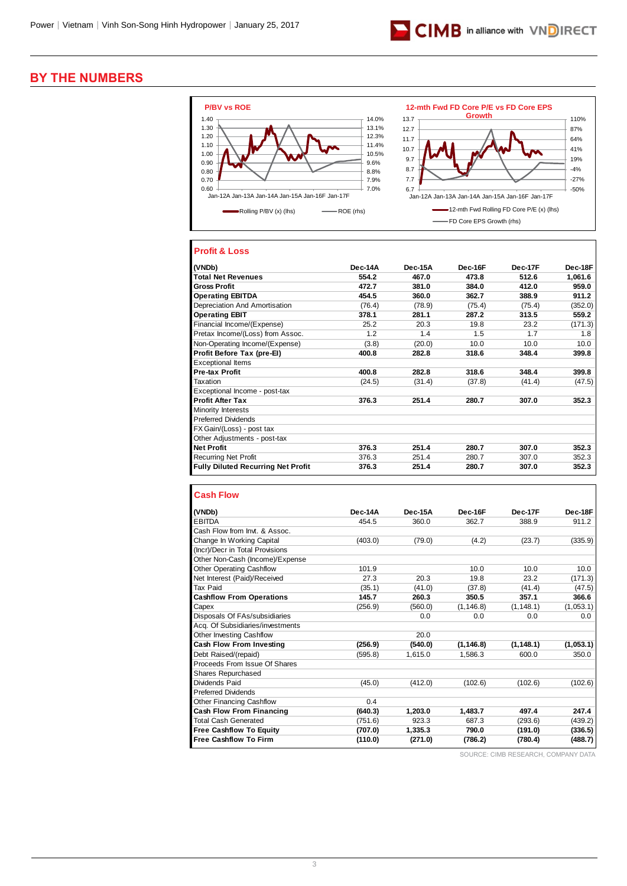# BY THE NUMBERS

**P/BV vs ROE**

Rolling P/BV (x) (lhs) — ROE (rhs)

**12-mth Fwd FD Core P/E vs FD Core EPS Growth**

12-mth Fwd Rolling FD Core P/E (x) (lhs) — FD Core EPS Growth (rhs)

## Profit & Loss

| (VNDb) | Dec-14A | Dec-15A | Dec-16F | Dec-17F | Dec-18F |
|---|---|---|---|---|---|
| **Total Net Revenues** | **554.2** | **467.0** | **473.8** | **512.6** | **1,061.6** |
| **Gross Profit** | **472.7** | **381.0** | **384.0** | **412.0** | **959.0** |
| **Operating EBITDA** | **454.5** | **360.0** | **362.7** | **388.9** | **911.2** |
| Depreciation And Amortisation | (76.4) | (78.9) | (75.4) | (75.4) | (352.0) |
| **Operating EBIT** | **378.1** | **281.1** | **287.2** | **313.5** | **559.2** |
| Financial Income/(Expense) | 25.2 | 20.3 | 19.8 | 23.2 | (171.3) |
| Pretax Income/(Loss) from Assoc. | 1.2 | 1.4 | 1.5 | 1.7 | 1.8 |
| Non-Operating Income/(Expense) | (3.8) | (20.0) | 10.0 | 10.0 | 10.0 |
| **Profit Before Tax (pre-EI)** | **400.8** | **282.8** | **318.6** | **348.4** | **399.8** |
| Exceptional Items | | | | | |
| **Pre-tax Profit** | **400.8** | **282.8** | **318.6** | **348.4** | **399.8** |
| Taxation | (24.5) | (31.4) | (37.8) | (41.4) | (47.5) |
| Exceptional Income - post-tax | | | | | |
| **Profit After Tax** | **376.3** | **251.4** | **280.7** | **307.0** | **352.3** |
| Minority Interests | | | | | |
| Preferred Dividends | | | | | |
| FX Gain/(Loss) - post tax | | | | | |
| Other Adjustments - post-tax | | | | | |
| **Net Profit** | **376.3** | **251.4** | **280.7** | **307.0** | **352.3** |
| Recurring Net Profit | 376.3 | 251.4 | 280.7 | 307.0 | 352.3 |
| **Fully Diluted Recurring Net Profit** | **376.3** | **251.4** | **280.7** | **307.0** | **352.3** |

## Cash Flow

| (VNDb) | Dec-14A | Dec-15A | Dec-16F | Dec-17F | Dec-18F |
|---|---|---|---|---|---|
| EBITDA | 454.5 | 360.0 | 362.7 | 388.9 | 911.2 |
| Cash Flow from Invt. & Assoc. | | | | | |
| Change In Working Capital | (403.0) | (79.0) | (4.2) | (23.7) | (335.9) |
| (Incr)/Decr in Total Provisions | | | | | |
| Other Non-Cash (Income)/Expense | | | | | |
| Other Operating Cashflow | 101.9 | | 10.0 | 10.0 | 10.0 |
| Net Interest (Paid)/Received | 27.3 | 20.3 | 19.8 | 23.2 | (171.3) |
| Tax Paid | (35.1) | (41.0) | (37.8) | (41.4) | (47.5) |
| **Cashflow From Operations** | **145.7** | **260.3** | **350.5** | **357.1** | **366.6** |
| Capex | (256.9) | (560.0) | (1,146.8) | (1,148.1) | (1,053.1) |
| Disposals Of FAs/subsidiaries | | 0.0 | 0.0 | 0.0 | 0.0 |
| Acq. Of Subsidiaries/investments | | | | | |
| Other Investing Cashflow | | 20.0 | | | |
| **Cash Flow From Investing** | **(256.9)** | **(540.0)** | **(1,146.8)** | **(1,148.1)** | **(1,053.1)** |
| Debt Raised/(repaid) | (595.8) | 1,615.0 | 1,586.3 | 600.0 | 350.0 |
| Proceeds From Issue Of Shares | | | | | |
| Shares Repurchased | | | | | |
| Dividends Paid | (45.0) | (412.0) | (102.6) | (102.6) | (102.6) |
| Preferred Dividends | | | | | |
| Other Financing Cashflow | 0.4 | | | | |
| **Cash Flow From Financing** | **(640.3)** | **1,203.0** | **1,483.7** | **497.4** | **247.4** |
| Total Cash Generated | (751.6) | 923.3 | 687.3 | (293.6) | (439.2) |
| **Free Cashflow To Equity** | **(707.0)** | **1,335.3** | **790.0** | **(191.0)** | **(336.5)** |
| **Free Cashflow To Firm** | **(110.0)** | **(271.0)** | **(786.2)** | **(780.4)** | **(488.7)** |

SOURCE: CIMB RESEARCH, COMPANY DATA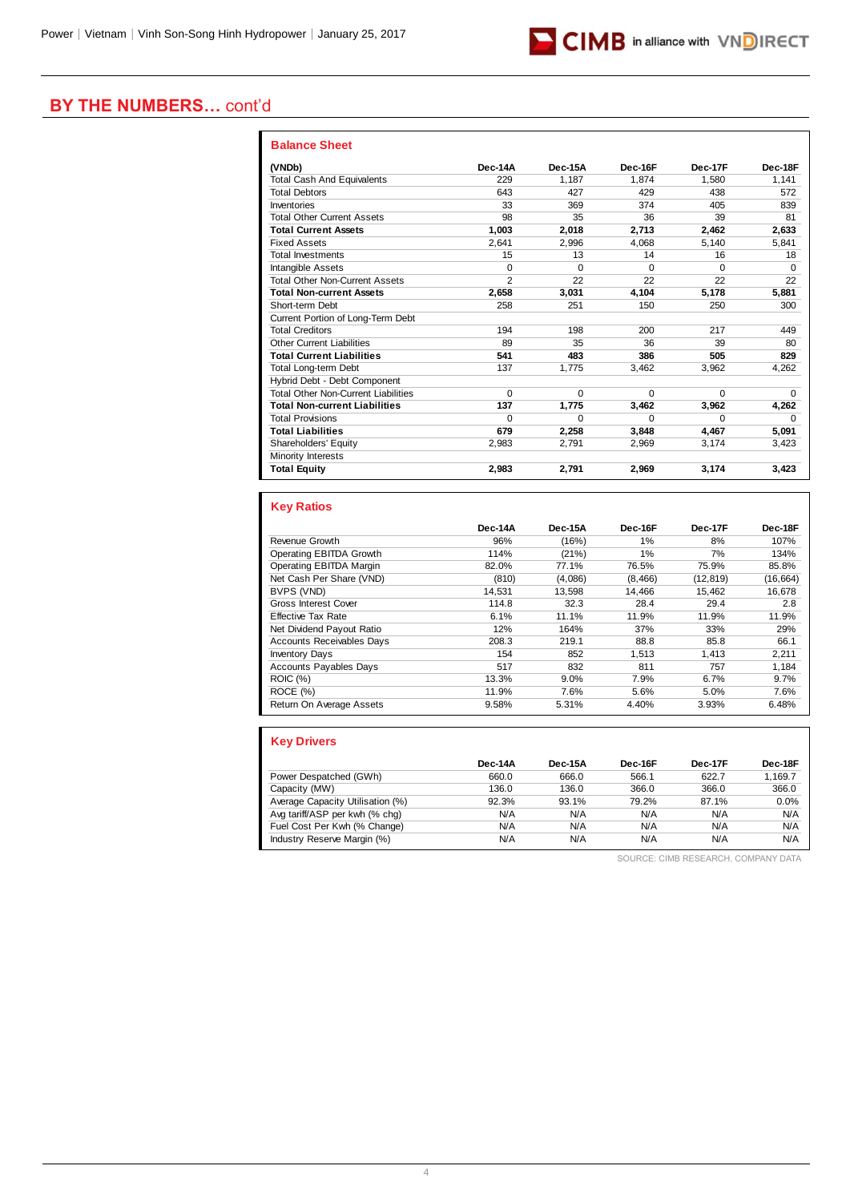## BY THE NUMBERS… cont'd

### Balance Sheet

| (VNDb) | Dec-14A | Dec-15A | Dec-16F | Dec-17F | Dec-18F |
|---|---|---|---|---|---|
| Total Cash And Equivalents | 229 | 1,187 | 1,874 | 1,580 | 1,141 |
| Total Debtors | 643 | 427 | 429 | 438 | 572 |
| Inventories | 33 | 369 | 374 | 405 | 839 |
| Total Other Current Assets | 98 | 35 | 36 | 39 | 81 |
| **Total Current Assets** | **1,003** | **2,018** | **2,713** | **2,462** | **2,633** |
| Fixed Assets | 2,641 | 2,996 | 4,068 | 5,140 | 5,841 |
| Total Investments | 15 | 13 | 14 | 16 | 18 |
| Intangible Assets | 0 | 0 | 0 | 0 | 0 |
| Total Other Non-Current Assets | 2 | 22 | 22 | 22 | 22 |
| **Total Non-current Assets** | **2,658** | **3,031** | **4,104** | **5,178** | **5,881** |
| Short-term Debt | 258 | 251 | 150 | 250 | 300 |
| Current Portion of Long-Term Debt | | | | | |
| Total Creditors | 194 | 198 | 200 | 217 | 449 |
| Other Current Liabilities | 89 | 35 | 36 | 39 | 80 |
| **Total Current Liabilities** | **541** | **483** | **386** | **505** | **829** |
| Total Long-term Debt | 137 | 1,775 | 3,462 | 3,962 | 4,262 |
| Hybrid Debt - Debt Component | | | | | |
| Total Other Non-Current Liabilities | 0 | 0 | 0 | 0 | 0 |
| **Total Non-current Liabilities** | **137** | **1,775** | **3,462** | **3,962** | **4,262** |
| Total Provisions | 0 | 0 | 0 | 0 | 0 |
| **Total Liabilities** | **679** | **2,258** | **3,848** | **4,467** | **5,091** |
| Shareholders' Equity | 2,983 | 2,791 | 2,969 | 3,174 | 3,423 |
| Minority Interests | | | | | |
| **Total Equity** | **2,983** | **2,791** | **2,969** | **3,174** | **3,423** |

### Key Ratios

| | Dec-14A | Dec-15A | Dec-16F | Dec-17F | Dec-18F |
|---|---|---|---|---|---|
| Revenue Growth | 96% | (16%) | 1% | 8% | 107% |
| Operating EBITDA Growth | 114% | (21%) | 1% | 7% | 134% |
| Operating EBITDA Margin | 82.0% | 77.1% | 76.5% | 75.9% | 85.8% |
| Net Cash Per Share (VND) | (810) | (4,086) | (8,466) | (12,819) | (16,664) |
| BVPS (VND) | 14,531 | 13,598 | 14,466 | 15,462 | 16,678 |
| Gross Interest Cover | 114.8 | 32.3 | 28.4 | 29.4 | 2.8 |
| Effective Tax Rate | 6.1% | 11.1% | 11.9% | 11.9% | 11.9% |
| Net Dividend Payout Ratio | 12% | 164% | 37% | 33% | 29% |
| Accounts Receivables Days | 208.3 | 219.1 | 88.8 | 85.8 | 66.1 |
| Inventory Days | 154 | 852 | 1,513 | 1,413 | 2,211 |
| Accounts Payables Days | 517 | 832 | 811 | 757 | 1,184 |
| ROIC (%) | 13.3% | 9.0% | 7.9% | 6.7% | 9.7% |
| ROCE (%) | 11.9% | 7.6% | 5.6% | 5.0% | 7.6% |
| Return On Average Assets | 9.58% | 5.31% | 4.40% | 3.93% | 6.48% |

### Key Drivers

| | Dec-14A | Dec-15A | Dec-16F | Dec-17F | Dec-18F |
|---|---|---|---|---|---|
| Power Despatched (GWh) | 660.0 | 666.0 | 566.1 | 622.7 | 1,169.7 |
| Capacity (MW) | 136.0 | 136.0 | 366.0 | 366.0 | 366.0 |
| Average Capacity Utilisation (%) | 92.3% | 93.1% | 79.2% | 87.1% | 0.0% |
| Avg tariff/ASP per kwh (% chg) | N/A | N/A | N/A | N/A | N/A |
| Fuel Cost Per Kwh (% Change) | N/A | N/A | N/A | N/A | N/A |
| Industry Reserve Margin (%) | N/A | N/A | N/A | N/A | N/A |

SOURCE: CIMB RESEARCH, COMPANY DATA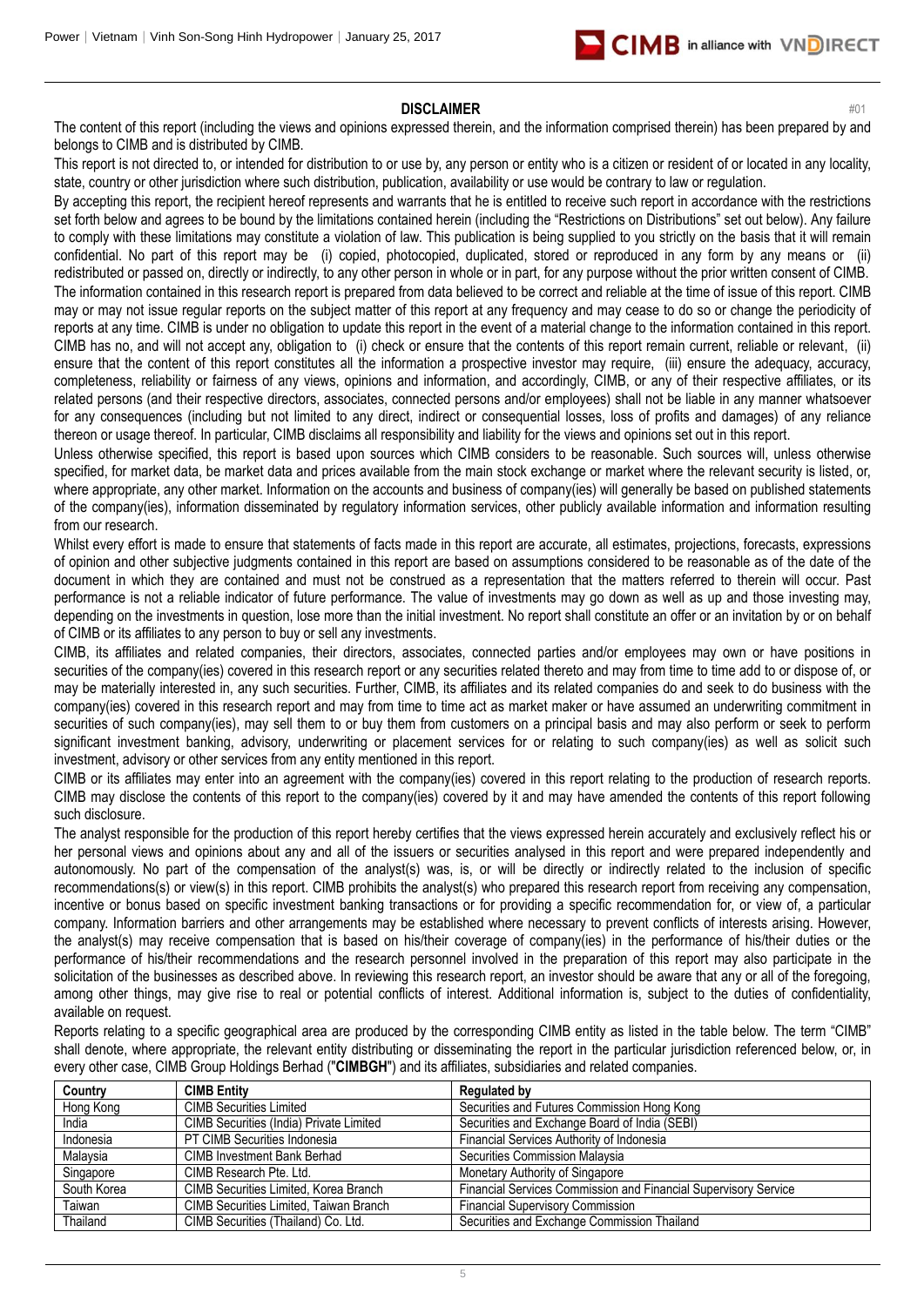## DISCLAIMER

#01

The content of this report (including the views and opinions expressed therein, and the information comprised therein) has been prepared by and belongs to CIMB and is distributed by CIMB.

This report is not directed to, or intended for distribution to or use by, any person or entity who is a citizen or resident of or located in any locality, state, country or other jurisdiction where such distribution, publication, availability or use would be contrary to law or regulation.

By accepting this report, the recipient hereof represents and warrants that he is entitled to receive such report in accordance with the restrictions set forth below and agrees to be bound by the limitations contained herein (including the "Restrictions on Distributions" set out below). Any failure to comply with these limitations may constitute a violation of law. This publication is being supplied to you strictly on the basis that it will remain confidential. No part of this report may be (i) copied, photocopied, duplicated, stored or reproduced in any form by any means or (ii) redistributed or passed on, directly or indirectly, to any other person in whole or in part, for any purpose without the prior written consent of CIMB.

The information contained in this research report is prepared from data believed to be correct and reliable at the time of issue of this report. CIMB may or may not issue regular reports on the subject matter of this report at any frequency and may cease to do so or change the periodicity of reports at any time. CIMB is under no obligation to update this report in the event of a material change to the information contained in this report. CIMB has no, and will not accept any, obligation to (i) check or ensure that the contents of this report remain current, reliable or relevant, (ii) ensure that the content of this report constitutes all the information a prospective investor may require, (iii) ensure the adequacy, accuracy, completeness, reliability or fairness of any views, opinions and information, and accordingly, CIMB, or any of their respective affiliates, or its related persons (and their respective directors, associates, connected persons and/or employees) shall not be liable in any manner whatsoever for any consequences (including but not limited to any direct, indirect or consequential losses, loss of profits and damages) of any reliance thereon or usage thereof. In particular, CIMB disclaims all responsibility and liability for the views and opinions set out in this report.

Unless otherwise specified, this report is based upon sources which CIMB considers to be reasonable. Such sources will, unless otherwise specified, for market data, be market data and prices available from the main stock exchange or market where the relevant security is listed, or, where appropriate, any other market. Information on the accounts and business of company(ies) will generally be based on published statements of the company(ies), information disseminated by regulatory information services, other publicly available information and information resulting from our research.

Whilst every effort is made to ensure that statements of facts made in this report are accurate, all estimates, projections, forecasts, expressions of opinion and other subjective judgments contained in this report are based on assumptions considered to be reasonable as of the date of the document in which they are contained and must not be construed as a representation that the matters referred to therein will occur. Past performance is not a reliable indicator of future performance. The value of investments may go down as well as up and those investing may, depending on the investments in question, lose more than the initial investment. No report shall constitute an offer or an invitation by or on behalf of CIMB or its affiliates to any person to buy or sell any investments.

CIMB, its affiliates and related companies, their directors, associates, connected parties and/or employees may own or have positions in securities of the company(ies) covered in this research report or any securities related thereto and may from time to time add to or dispose of, or may be materially interested in, any such securities. Further, CIMB, its affiliates and its related companies do and seek to do business with the company(ies) covered in this research report and may from time to time act as market maker or have assumed an underwriting commitment in securities of such company(ies), may sell them to or buy them from customers on a principal basis and may also perform or seek to perform significant investment banking, advisory, underwriting or placement services for or relating to such company(ies) as well as solicit such investment, advisory or other services from any entity mentioned in this report.

CIMB or its affiliates may enter into an agreement with the company(ies) covered in this report relating to the production of research reports. CIMB may disclose the contents of this report to the company(ies) covered by it and may have amended the contents of this report following such disclosure.

The analyst responsible for the production of this report hereby certifies that the views expressed herein accurately and exclusively reflect his or her personal views and opinions about any and all of the issuers or securities analysed in this report and were prepared independently and autonomously. No part of the compensation of the analyst(s) was, is, or will be directly or indirectly related to the inclusion of specific recommendations(s) or view(s) in this report. CIMB prohibits the analyst(s) who prepared this research report from receiving any compensation, incentive or bonus based on specific investment banking transactions or for providing a specific recommendation for, or view of, a particular company. Information barriers and other arrangements may be established where necessary to prevent conflicts of interests arising. However, the analyst(s) may receive compensation that is based on his/their coverage of company(ies) in the performance of his/their duties or the performance of his/their recommendations and the research personnel involved in the preparation of this report may also participate in the solicitation of the businesses as described above. In reviewing this research report, an investor should be aware that any or all of the foregoing, among other things, may give rise to real or potential conflicts of interest. Additional information is, subject to the duties of confidentiality, available on request.

Reports relating to a specific geographical area are produced by the corresponding CIMB entity as listed in the table below. The term "CIMB" shall denote, where appropriate, the relevant entity distributing or disseminating the report in the particular jurisdiction referenced below, or, in every other case, CIMB Group Holdings Berhad ("**CIMBGH**") and its affiliates, subsidiaries and related companies.

| Country | CIMB Entity | Regulated by |
|---|---|---|
| Hong Kong | CIMB Securities Limited | Securities and Futures Commission Hong Kong |
| India | CIMB Securities (India) Private Limited | Securities and Exchange Board of India (SEBI) |
| Indonesia | PT CIMB Securities Indonesia | Financial Services Authority of Indonesia |
| Malaysia | CIMB Investment Bank Berhad | Securities Commission Malaysia |
| Singapore | CIMB Research Pte. Ltd. | Monetary Authority of Singapore |
| South Korea | CIMB Securities Limited, Korea Branch | Financial Services Commission and Financial Supervisory Service |
| Taiwan | CIMB Securities Limited, Taiwan Branch | Financial Supervisory Commission |
| Thailand | CIMB Securities (Thailand) Co. Ltd. | Securities and Exchange Commission Thailand |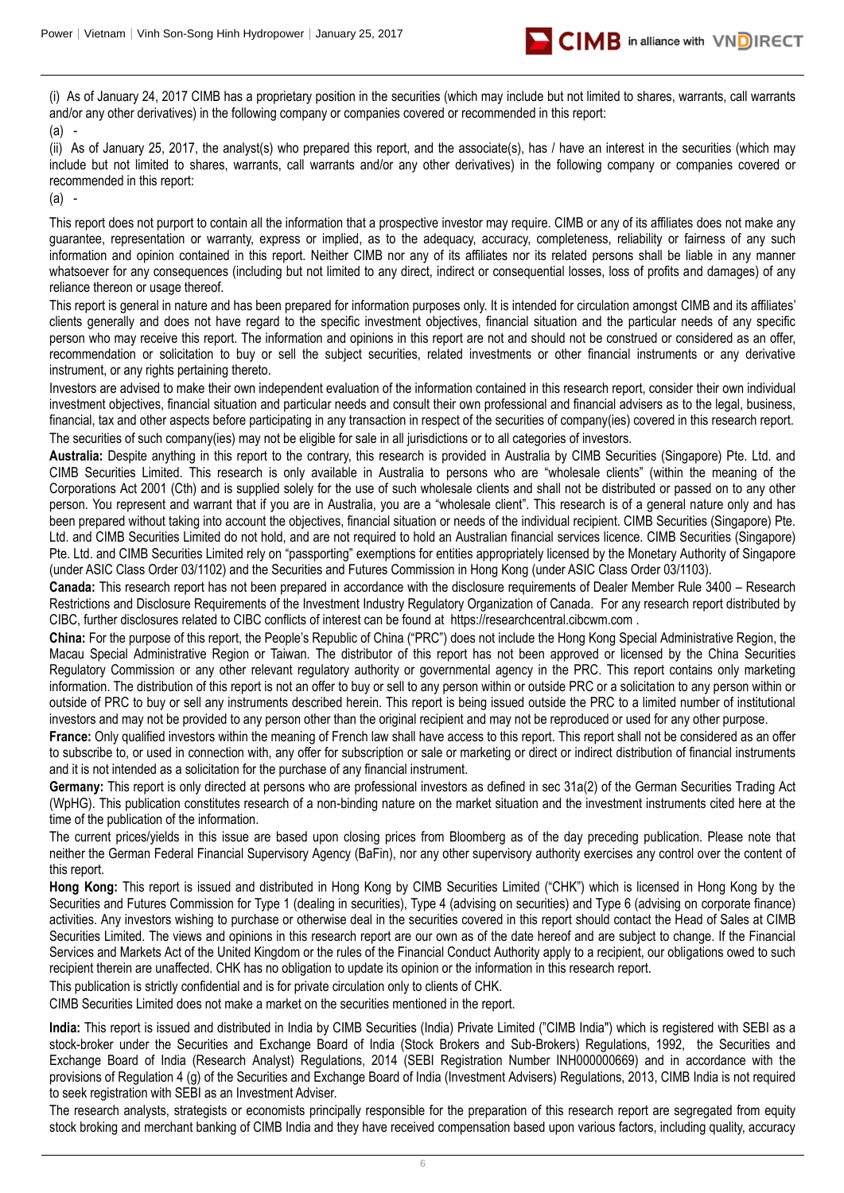(i) As of January 24, 2017 CIMB has a proprietary position in the securities (which may include but not limited to shares, warrants, call warrants and/or any other derivatives) in the following company or companies covered or recommended in this report:

(a) -

(ii) As of January 25, 2017, the analyst(s) who prepared this report, and the associate(s), has / have an interest in the securities (which may include but not limited to shares, warrants, call warrants and/or any other derivatives) in the following company or companies covered or recommended in this report:

(a) -

This report does not purport to contain all the information that a prospective investor may require. CIMB or any of its affiliates does not make any guarantee, representation or warranty, express or implied, as to the adequacy, accuracy, completeness, reliability or fairness of any such information and opinion contained in this report. Neither CIMB nor any of its affiliates nor its related persons shall be liable in any manner whatsoever for any consequences (including but not limited to any direct, indirect or consequential losses, loss of profits and damages) of any reliance thereon or usage thereof.

This report is general in nature and has been prepared for information purposes only. It is intended for circulation amongst CIMB and its affiliates' clients generally and does not have regard to the specific investment objectives, financial situation and the particular needs of any specific person who may receive this report. The information and opinions in this report are not and should not be construed or considered as an offer, recommendation or solicitation to buy or sell the subject securities, related investments or other financial instruments or any derivative instrument, or any rights pertaining thereto.

Investors are advised to make their own independent evaluation of the information contained in this research report, consider their own individual investment objectives, financial situation and particular needs and consult their own professional and financial advisers as to the legal, business, financial, tax and other aspects before participating in any transaction in respect of the securities of company(ies) covered in this research report. The securities of such company(ies) may not be eligible for sale in all jurisdictions or to all categories of investors.

**Australia:** Despite anything in this report to the contrary, this research is provided in Australia by CIMB Securities (Singapore) Pte. Ltd. and CIMB Securities Limited. This research is only available in Australia to persons who are "wholesale clients" (within the meaning of the Corporations Act 2001 (Cth) and is supplied solely for the use of such wholesale clients and shall not be distributed or passed on to any other person. You represent and warrant that if you are in Australia, you are a "wholesale client". This research is of a general nature only and has been prepared without taking into account the objectives, financial situation or needs of the individual recipient. CIMB Securities (Singapore) Pte. Ltd. and CIMB Securities Limited do not hold, and are not required to hold an Australian financial services licence. CIMB Securities (Singapore) Pte. Ltd. and CIMB Securities Limited rely on "passporting" exemptions for entities appropriately licensed by the Monetary Authority of Singapore (under ASIC Class Order 03/1102) and the Securities and Futures Commission in Hong Kong (under ASIC Class Order 03/1103).

**Canada:** This research report has not been prepared in accordance with the disclosure requirements of Dealer Member Rule 3400 – Research Restrictions and Disclosure Requirements of the Investment Industry Regulatory Organization of Canada. For any research report distributed by CIBC, further disclosures related to CIBC conflicts of interest can be found at https://researchcentral.cibcwm.com .

**China:** For the purpose of this report, the People's Republic of China ("PRC") does not include the Hong Kong Special Administrative Region, the Macau Special Administrative Region or Taiwan. The distributor of this report has not been approved or licensed by the China Securities Regulatory Commission or any other relevant regulatory authority or governmental agency in the PRC. This report contains only marketing information. The distribution of this report is not an offer to buy or sell to any person within or outside PRC or a solicitation to any person within or outside of PRC to buy or sell any instruments described herein. This report is being issued outside the PRC to a limited number of institutional investors and may not be provided to any person other than the original recipient and may not be reproduced or used for any other purpose.

**France:** Only qualified investors within the meaning of French law shall have access to this report. This report shall not be considered as an offer to subscribe to, or used in connection with, any offer for subscription or sale or marketing or direct or indirect distribution of financial instruments and it is not intended as a solicitation for the purchase of any financial instrument.

**Germany:** This report is only directed at persons who are professional investors as defined in sec 31a(2) of the German Securities Trading Act (WpHG). This publication constitutes research of a non-binding nature on the market situation and the investment instruments cited here at the time of the publication of the information.

The current prices/yields in this issue are based upon closing prices from Bloomberg as of the day preceding publication. Please note that neither the German Federal Financial Supervisory Agency (BaFin), nor any other supervisory authority exercises any control over the content of this report.

**Hong Kong:** This report is issued and distributed in Hong Kong by CIMB Securities Limited ("CHK") which is licensed in Hong Kong by the Securities and Futures Commission for Type 1 (dealing in securities), Type 4 (advising on securities) and Type 6 (advising on corporate finance) activities. Any investors wishing to purchase or otherwise deal in the securities covered in this report should contact the Head of Sales at CIMB Securities Limited. The views and opinions in this research report are our own as of the date hereof and are subject to change. If the Financial Services and Markets Act of the United Kingdom or the rules of the Financial Conduct Authority apply to a recipient, our obligations owed to such recipient therein are unaffected. CHK has no obligation to update its opinion or the information in this research report.

This publication is strictly confidential and is for private circulation only to clients of CHK.

CIMB Securities Limited does not make a market on the securities mentioned in the report.

**India:** This report is issued and distributed in India by CIMB Securities (India) Private Limited ("CIMB India") which is registered with SEBI as a stock-broker under the Securities and Exchange Board of India (Stock Brokers and Sub-Brokers) Regulations, 1992, the Securities and Exchange Board of India (Research Analyst) Regulations, 2014 (SEBI Registration Number INH000000669) and in accordance with the provisions of Regulation 4 (g) of the Securities and Exchange Board of India (Investment Advisers) Regulations, 2013, CIMB India is not required to seek registration with SEBI as an Investment Adviser.

The research analysts, strategists or economists principally responsible for the preparation of this research report are segregated from equity stock broking and merchant banking of CIMB India and they have received compensation based upon various factors, including quality, accuracy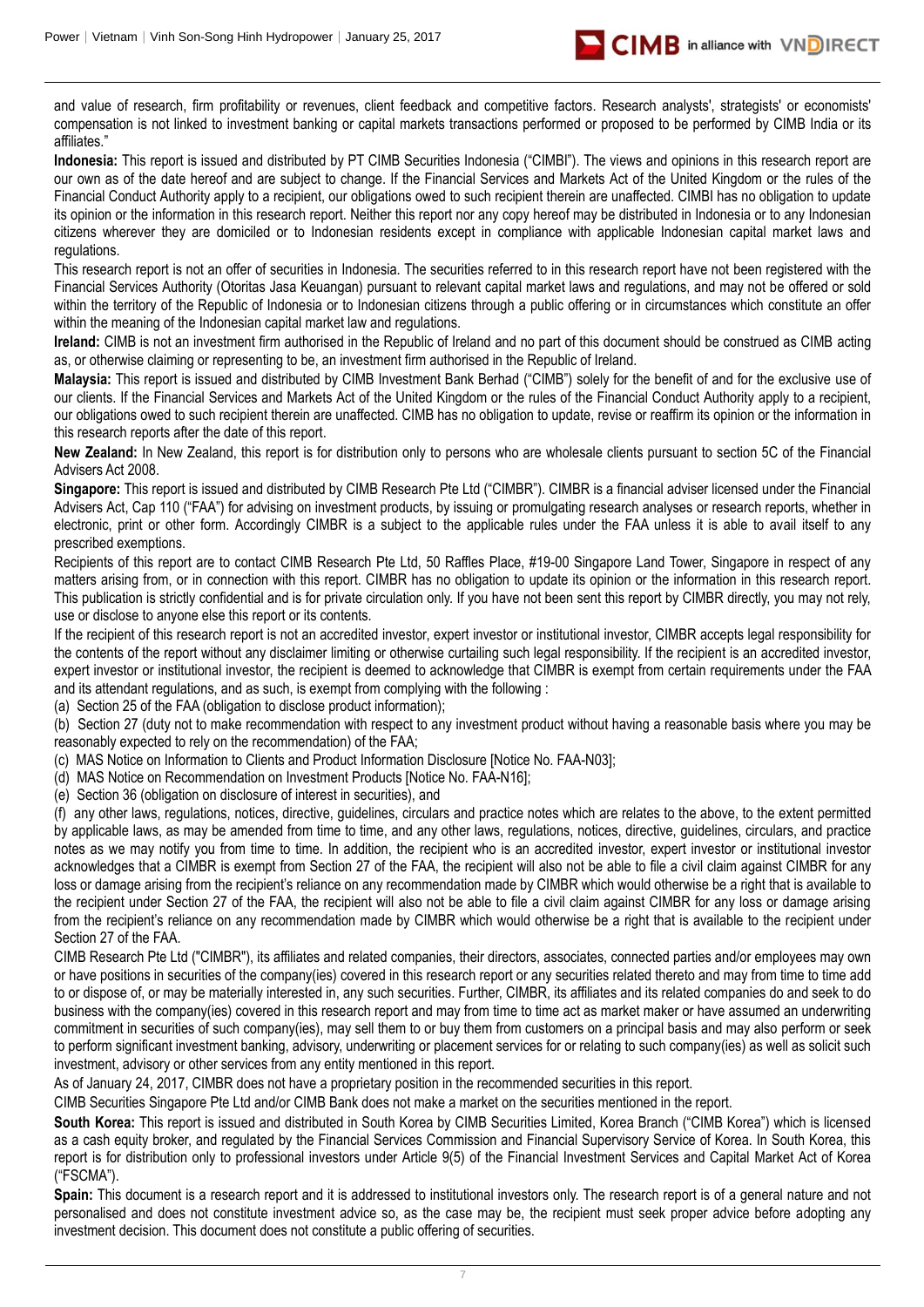and value of research, firm profitability or revenues, client feedback and competitive factors. Research analysts', strategists' or economists' compensation is not linked to investment banking or capital markets transactions performed or proposed to be performed by CIMB India or its affiliates."

**Indonesia:** This report is issued and distributed by PT CIMB Securities Indonesia ("CIMBI"). The views and opinions in this research report are our own as of the date hereof and are subject to change. If the Financial Services and Markets Act of the United Kingdom or the rules of the Financial Conduct Authority apply to a recipient, our obligations owed to such recipient therein are unaffected. CIMBI has no obligation to update its opinion or the information in this research report. Neither this report nor any copy hereof may be distributed in Indonesia or to any Indonesian citizens wherever they are domiciled or to Indonesian residents except in compliance with applicable Indonesian capital market laws and regulations.

This research report is not an offer of securities in Indonesia. The securities referred to in this research report have not been registered with the Financial Services Authority (Otoritas Jasa Keuangan) pursuant to relevant capital market laws and regulations, and may not be offered or sold within the territory of the Republic of Indonesia or to Indonesian citizens through a public offering or in circumstances which constitute an offer within the meaning of the Indonesian capital market law and regulations.

**Ireland:** CIMB is not an investment firm authorised in the Republic of Ireland and no part of this document should be construed as CIMB acting as, or otherwise claiming or representing to be, an investment firm authorised in the Republic of Ireland.

**Malaysia:** This report is issued and distributed by CIMB Investment Bank Berhad ("CIMB") solely for the benefit of and for the exclusive use of our clients. If the Financial Services and Markets Act of the United Kingdom or the rules of the Financial Conduct Authority apply to a recipient, our obligations owed to such recipient therein are unaffected. CIMB has no obligation to update, revise or reaffirm its opinion or the information in this research reports after the date of this report.

**New Zealand:** In New Zealand, this report is for distribution only to persons who are wholesale clients pursuant to section 5C of the Financial Advisers Act 2008.

**Singapore:** This report is issued and distributed by CIMB Research Pte Ltd ("CIMBR"). CIMBR is a financial adviser licensed under the Financial Advisers Act, Cap 110 ("FAA") for advising on investment products, by issuing or promulgating research analyses or research reports, whether in electronic, print or other form. Accordingly CIMBR is a subject to the applicable rules under the FAA unless it is able to avail itself to any prescribed exemptions.

Recipients of this report are to contact CIMB Research Pte Ltd, 50 Raffles Place, #19-00 Singapore Land Tower, Singapore in respect of any matters arising from, or in connection with this report. CIMBR has no obligation to update its opinion or the information in this research report. This publication is strictly confidential and is for private circulation only. If you have not been sent this report by CIMBR directly, you may not rely, use or disclose to anyone else this report or its contents.

If the recipient of this research report is not an accredited investor, expert investor or institutional investor, CIMBR accepts legal responsibility for the contents of the report without any disclaimer limiting or otherwise curtailing such legal responsibility. If the recipient is an accredited investor, expert investor or institutional investor, the recipient is deemed to acknowledge that CIMBR is exempt from certain requirements under the FAA and its attendant regulations, and as such, is exempt from complying with the following :

(a) Section 25 of the FAA (obligation to disclose product information);

(b) Section 27 (duty not to make recommendation with respect to any investment product without having a reasonable basis where you may be reasonably expected to rely on the recommendation) of the FAA;

(c) MAS Notice on Information to Clients and Product Information Disclosure [Notice No. FAA-N03];

(d) MAS Notice on Recommendation on Investment Products [Notice No. FAA-N16];

(e) Section 36 (obligation on disclosure of interest in securities), and

(f) any other laws, regulations, notices, directive, guidelines, circulars and practice notes which are relates to the above, to the extent permitted by applicable laws, as may be amended from time to time, and any other laws, regulations, notices, directive, guidelines, circulars, and practice notes as we may notify you from time to time. In addition, the recipient who is an accredited investor, expert investor or institutional investor acknowledges that a CIMBR is exempt from Section 27 of the FAA, the recipient will also not be able to file a civil claim against CIMBR for any loss or damage arising from the recipient's reliance on any recommendation made by CIMBR which would otherwise be a right that is available to the recipient under Section 27 of the FAA, the recipient will also not be able to file a civil claim against CIMBR for any loss or damage arising from the recipient's reliance on any recommendation made by CIMBR which would otherwise be a right that is available to the recipient under Section 27 of the FAA.

CIMB Research Pte Ltd ("CIMBR"), its affiliates and related companies, their directors, associates, connected parties and/or employees may own or have positions in securities of the company(ies) covered in this research report or any securities related thereto and may from time to time add to or dispose of, or may be materially interested in, any such securities. Further, CIMBR, its affiliates and its related companies do and seek to do business with the company(ies) covered in this research report and may from time to time act as market maker or have assumed an underwriting commitment in securities of such company(ies), may sell them to or buy them from customers on a principal basis and may also perform or seek to perform significant investment banking, advisory, underwriting or placement services for or relating to such company(ies) as well as solicit such investment, advisory or other services from any entity mentioned in this report.

As of January 24, 2017, CIMBR does not have a proprietary position in the recommended securities in this report.

CIMB Securities Singapore Pte Ltd and/or CIMB Bank does not make a market on the securities mentioned in the report.

**South Korea:** This report is issued and distributed in South Korea by CIMB Securities Limited, Korea Branch ("CIMB Korea") which is licensed as a cash equity broker, and regulated by the Financial Services Commission and Financial Supervisory Service of Korea. In South Korea, this report is for distribution only to professional investors under Article 9(5) of the Financial Investment Services and Capital Market Act of Korea ("FSCMA").

**Spain:** This document is a research report and it is addressed to institutional investors only. The research report is of a general nature and not personalised and does not constitute investment advice so, as the case may be, the recipient must seek proper advice before adopting any investment decision. This document does not constitute a public offering of securities.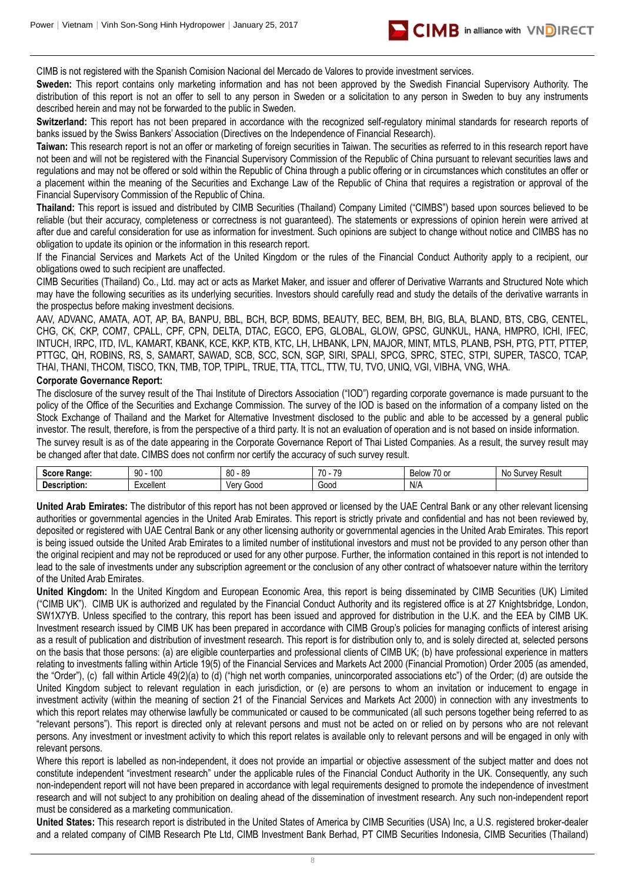CIMB is not registered with the Spanish Comision Nacional del Mercado de Valores to provide investment services.

**Sweden:** This report contains only marketing information and has not been approved by the Swedish Financial Supervisory Authority. The distribution of this report is not an offer to sell to any person in Sweden or a solicitation to any person in Sweden to buy any instruments described herein and may not be forwarded to the public in Sweden.

**Switzerland:** This report has not been prepared in accordance with the recognized self-regulatory minimal standards for research reports of banks issued by the Swiss Bankers' Association (Directives on the Independence of Financial Research).

**Taiwan:** This research report is not an offer or marketing of foreign securities in Taiwan. The securities as referred to in this research report have not been and will not be registered with the Financial Supervisory Commission of the Republic of China pursuant to relevant securities laws and regulations and may not be offered or sold within the Republic of China through a public offering or in circumstances which constitutes an offer or a placement within the meaning of the Securities and Exchange Law of the Republic of China that requires a registration or approval of the Financial Supervisory Commission of the Republic of China.

**Thailand:** This report is issued and distributed by CIMB Securities (Thailand) Company Limited ("CIMBS") based upon sources believed to be reliable (but their accuracy, completeness or correctness is not guaranteed). The statements or expressions of opinion herein were arrived at after due and careful consideration for use as information for investment. Such opinions are subject to change without notice and CIMBS has no obligation to update its opinion or the information in this research report.

If the Financial Services and Markets Act of the United Kingdom or the rules of the Financial Conduct Authority apply to a recipient, our obligations owed to such recipient are unaffected.

CIMB Securities (Thailand) Co., Ltd. may act or acts as Market Maker, and issuer and offerer of Derivative Warrants and Structured Note which may have the following securities as its underlying securities. Investors should carefully read and study the details of the derivative warrants in the prospectus before making investment decisions.

AAV, ADVANC, AMATA, AOT, AP, BA, BANPU, BBL, BCH, BCP, BDMS, BEAUTY, BEC, BEM, BH, BIG, BLA, BLAND, BTS, CBG, CENTEL, CHG, CK, CKP, COM7, CPALL, CPF, CPN, DELTA, DTAC, EGCO, EPG, GLOBAL, GLOW, GPSC, GUNKUL, HANA, HMPRO, ICHI, IFEC, INTUCH, IRPC, ITD, IVL, KAMART, KBANK, KCE, KKP, KTB, KTC, LH, LHBANK, LPN, MAJOR, MINT, MTLS, PLANB, PSH, PTG, PTT, PTTEP, PTTGC, QH, ROBINS, RS, S, SAMART, SAWAD, SCB, SCC, SCN, SGP, SIRI, SPALI, SPCG, SPRC, STEC, STPI, SUPER, TASCO, TCAP, THAI, THANI, THCOM, TISCO, TKN, TMB, TOP, TPIPL, TRUE, TTA, TTCL, TTW, TU, TVO, UNIQ, VGI, VIBHA, VNG, WHA.

**Corporate Governance Report:**

The disclosure of the survey result of the Thai Institute of Directors Association ("IOD") regarding corporate governance is made pursuant to the policy of the Office of the Securities and Exchange Commission. The survey of the IOD is based on the information of a company listed on the Stock Exchange of Thailand and the Market for Alternative Investment disclosed to the public and able to be accessed by a general public investor. The result, therefore, is from the perspective of a third party. It is not an evaluation of operation and is not based on inside information.

The survey result is as of the date appearing in the Corporate Governance Report of Thai Listed Companies. As a result, the survey result may be changed after that date. CIMBS does not confirm nor certify the accuracy of such survey result.

| **Score Range:** | 90 - 100 | 80 - 89 | 70 - 79 | Below 70 or | No Survey Result |
|---|---|---|---|---|---|
| **Description:** | Excellent | Very Good | Good | N/A | |

**United Arab Emirates:** The distributor of this report has not been approved or licensed by the UAE Central Bank or any other relevant licensing authorities or governmental agencies in the United Arab Emirates. This report is strictly private and confidential and has not been reviewed by, deposited or registered with UAE Central Bank or any other licensing authority or governmental agencies in the United Arab Emirates. This report is being issued outside the United Arab Emirates to a limited number of institutional investors and must not be provided to any person other than the original recipient and may not be reproduced or used for any other purpose. Further, the information contained in this report is not intended to lead to the sale of investments under any subscription agreement or the conclusion of any other contract of whatsoever nature within the territory of the United Arab Emirates.

**United Kingdom:** In the United Kingdom and European Economic Area, this report is being disseminated by CIMB Securities (UK) Limited ("CIMB UK"). CIMB UK is authorized and regulated by the Financial Conduct Authority and its registered office is at 27 Knightsbridge, London, SW1X7YB. Unless specified to the contrary, this report has been issued and approved for distribution in the U.K. and the EEA by CIMB UK. Investment research issued by CIMB UK has been prepared in accordance with CIMB Group's policies for managing conflicts of interest arising as a result of publication and distribution of investment research. This report is for distribution only to, and is solely directed at, selected persons on the basis that those persons: (a) are eligible counterparties and professional clients of CIMB UK; (b) have professional experience in matters relating to investments falling within Article 19(5) of the Financial Services and Markets Act 2000 (Financial Promotion) Order 2005 (as amended, the "Order"), (c) fall within Article 49(2)(a) to (d) ("high net worth companies, unincorporated associations etc") of the Order; (d) are outside the United Kingdom subject to relevant regulation in each jurisdiction, or (e) are persons to whom an invitation or inducement to engage in investment activity (within the meaning of section 21 of the Financial Services and Markets Act 2000) in connection with any investments to which this report relates may otherwise lawfully be communicated or caused to be communicated (all such persons together being referred to as "relevant persons"). This report is directed only at relevant persons and must not be acted on or relied on by persons who are not relevant persons. Any investment or investment activity to which this report relates is available only to relevant persons and will be engaged in only with relevant persons.

Where this report is labelled as non-independent, it does not provide an impartial or objective assessment of the subject matter and does not constitute independent "investment research" under the applicable rules of the Financial Conduct Authority in the UK. Consequently, any such non-independent report will not have been prepared in accordance with legal requirements designed to promote the independence of investment research and will not subject to any prohibition on dealing ahead of the dissemination of investment research. Any such non-independent report must be considered as a marketing communication.

**United States:** This research report is distributed in the United States of America by CIMB Securities (USA) Inc, a U.S. registered broker-dealer and a related company of CIMB Research Pte Ltd, CIMB Investment Bank Berhad, PT CIMB Securities Indonesia, CIMB Securities (Thailand)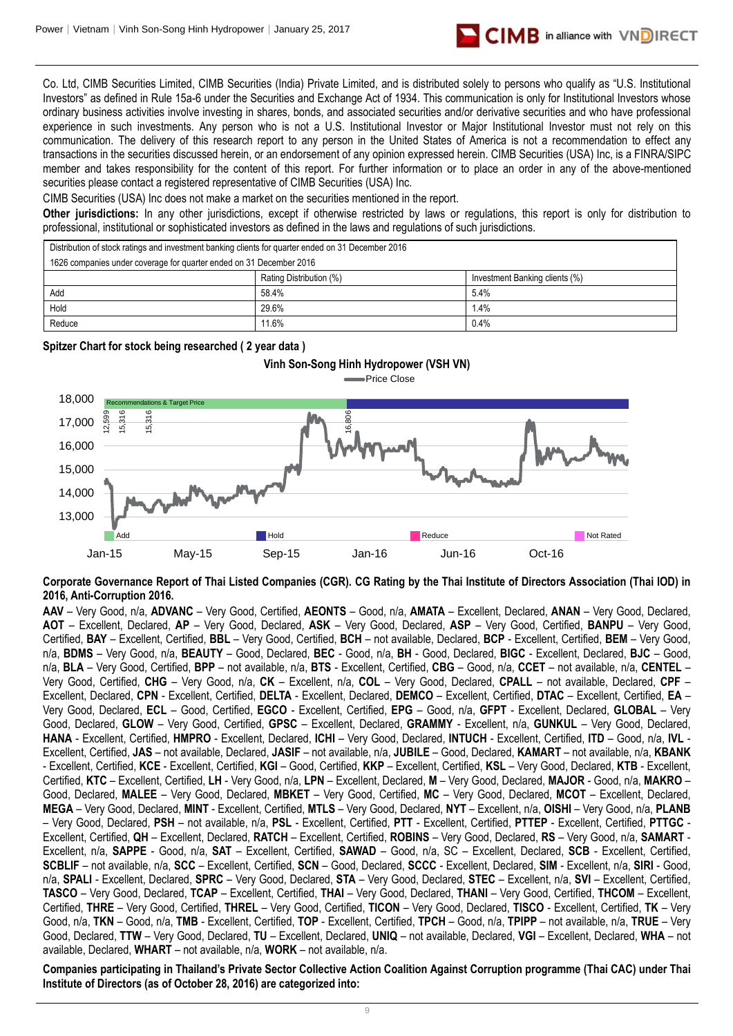Co. Ltd, CIMB Securities Limited, CIMB Securities (India) Private Limited, and is distributed solely to persons who qualify as "U.S. Institutional Investors" as defined in Rule 15a-6 under the Securities and Exchange Act of 1934. This communication is only for Institutional Investors whose ordinary business activities involve investing in shares, bonds, and associated securities and/or derivative securities and who have professional experience in such investments. Any person who is not a U.S. Institutional Investor or Major Institutional Investor must not rely on this communication. The delivery of this research report to any person in the United States of America is not a recommendation to effect any transactions in the securities discussed herein, or an endorsement of any opinion expressed herein. CIMB Securities (USA) Inc, is a FINRA/SIPC member and takes responsibility for the content of this report. For further information or to place an order in any of the above-mentioned securities please contact a registered representative of CIMB Securities (USA) Inc.

CIMB Securities (USA) Inc does not make a market on the securities mentioned in the report.

**Other jurisdictions:** In any other jurisdictions, except if otherwise restricted by laws or regulations, this report is only for distribution to professional, institutional or sophisticated investors as defined in the laws and regulations of such jurisdictions.

| Distribution of stock ratings and investment banking clients for quarter ended on 31 December 2016 | | |
|---|---|---|
| 1626 companies under coverage for quarter ended on 31 December 2016 | | |
| | Rating Distribution (%) | Investment Banking clients (%) |
| Add | 58.4% | 5.4% |
| Hold | 29.6% | 1.4% |
| Reduce | 11.6% | 0.4% |

**Spitzer Chart for stock being researched ( 2 year data )**

**Vinh Son-Song Hinh Hydropower (VSH VN)**

Price Close

Recommendations & Target Price

12,599 15,316 15,316 16,806

Add | Hold | Reduce | Not Rated

Jan-15 May-15 Sep-15 Jan-16 Jun-16 Oct-16

**Corporate Governance Report of Thai Listed Companies (CGR). CG Rating by the Thai Institute of Directors Association (Thai IOD) in 2016, Anti-Corruption 2016.**

**AAV** – Very Good, n/a, **ADVANC** – Very Good, Certified, **AEONTS** – Good, n/a, **AMATA** – Excellent, Declared, **ANAN** – Very Good, Declared, **AOT** – Excellent, Declared, **AP** – Very Good, Declared, **ASK** – Very Good, Declared, **ASP** – Very Good, Certified, **BANPU** – Very Good, Certified, **BAY** – Excellent, Certified, **BBL** – Very Good, Certified, **BCH** – not available, Declared, **BCP** - Excellent, Certified, **BEM** – Very Good, n/a, **BDMS** – Very Good, n/a, **BEAUTY** – Good, Declared, **BEC** - Good, n/a, **BH** - Good, Declared, **BIGC** - Excellent, Declared, **BJC** – Good, n/a, **BLA** – Very Good, Certified, **BPP** – not available, n/a, **BTS** - Excellent, Certified, **CBG** – Good, n/a, **CCET** – not available, n/a, **CENTEL** – Very Good, Certified, **CHG** – Very Good, n/a, **CK** – Excellent, n/a, **COL** – Very Good, Declared, **CPALL** – not available, Declared, **CPF** – Excellent, Declared, **CPN** - Excellent, Certified, **DELTA** - Excellent, Declared, **DEMCO** – Excellent, Certified, **DTAC** – Excellent, Certified, **EA** – Very Good, Declared, **ECL** – Good, Certified, **EGCO** - Excellent, Certified, **EPG** – Good, n/a, **GFPT** - Excellent, Declared, **GLOBAL** – Very Good, Declared, **GLOW** – Very Good, Certified, **GPSC** – Excellent, Declared, **GRAMMY** - Excellent, n/a, **GUNKUL** – Very Good, Declared, **HANA** - Excellent, Certified, **HMPRO** - Excellent, Declared, **ICHI** – Very Good, Declared, **INTUCH** - Excellent, Certified, **ITD** – Good, n/a, **IVL** - Excellent, Certified, **JAS** – not available, Declared, **JASIF** – not available, n/a, **JUBILE** – Good, Declared, **KAMART** – not available, n/a, **KBANK** - Excellent, Certified, **KCE** - Excellent, Certified, **KGI** – Good, Certified, **KKP** – Excellent, Certified, **KSL** – Very Good, Declared, **KTB** - Excellent, Certified, **KTC** – Excellent, Certified, **LH** - Very Good, n/a, **LPN** – Excellent, Declared, **M** – Very Good, Declared, **MAJOR** - Good, n/a, **MAKRO** – Good, Declared, **MALEE** – Very Good, Declared, **MBKET** – Very Good, Certified, **MC** – Very Good, Declared, **MCOT** – Excellent, Declared, **MEGA** – Very Good, Declared, **MINT** - Excellent, Certified, **MTLS** – Very Good, Declared, **NYT** – Excellent, n/a, **OISHI** – Very Good, n/a, **PLANB** – Very Good, Declared, **PSH** – not available, n/a, **PSL** - Excellent, Certified, **PTT** - Excellent, Certified, **PTTEP** - Excellent, Certified, **PTTGC** - Excellent, Certified, **QH** – Excellent, Declared, **RATCH** – Excellent, Certified, **ROBINS** – Excellent, Certified, **RS** – Very Good, n/a, **SAMART** - Excellent, n/a, **SAPPE** - Good, n/a, **SAT** – Excellent, Certified, **SAWAD** – Good, n/a, SC – Excellent, Declared, **SCB** - Excellent, Certified, **SCBLIF** – not available, n/a, **SCC** – Excellent, Certified, **SCN** – Good, Declared, **SCCC** - Excellent, Declared, **SIM** - Excellent, n/a, **SIRI** - Good, n/a, **SPALI** - Excellent, Declared, **SPRC** – Very Good, Declared, **STA** – Very Good, Declared, **STEC** – Excellent, n/a, **SVI** – Excellent, Certified, **TASCO** – Very Good, Declared, **TCAP** – Excellent, Certified, **THAI** – Very Good, Declared, **THANI** – Very Good, Certified, **THCOM** – Excellent, Certified, **THRE** – Very Good, Certified, **THREL** – Very Good, Certified, **TICON** – Very Good, Declared, **TISCO** - Excellent, Certified, **TK** – Very Good, n/a, **TKN** – Good, n/a, **TMB** - Excellent, Certified, **TOP** - Excellent, Certified, **TPCH** – Good, n/a, **TPIPP** – not available, n/a, **TRUE** – Very Good, Declared, **TTW** – Very Good, Declared, **TU** – Excellent, Declared, **UNIQ** – not available, Declared, **VGI** – Excellent, Declared, **WHA** – not available, Declared, **WHART** – not available, n/a, **WORK** – not available, n/a.

**Companies participating in Thailand's Private Sector Collective Action Coalition Against Corruption programme (Thai CAC) under Thai Institute of Directors (as of October 28, 2016) are categorized into:**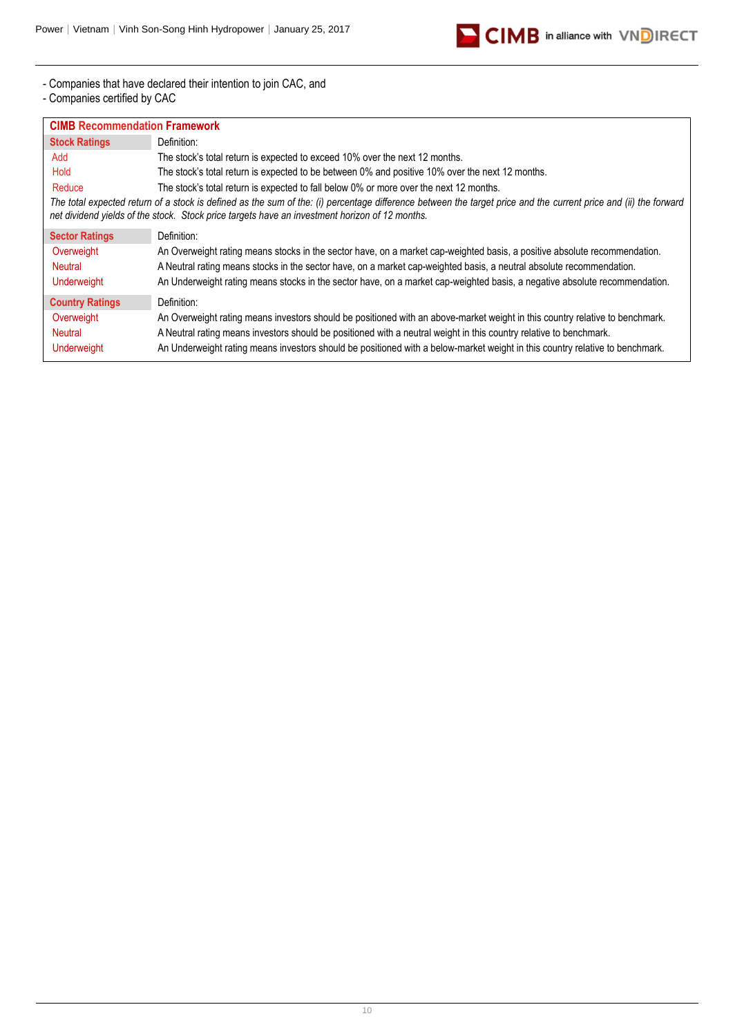- Companies that have declared their intention to join CAC, and
- Companies certified by CAC

**CIMB Recommendation Framework**

| **Stock Ratings** | Definition: |
|---|---|
| Add | The stock's total return is expected to exceed 10% over the next 12 months. |
| Hold | The stock's total return is expected to be between 0% and positive 10% over the next 12 months. |
| Reduce | The stock's total return is expected to fall below 0% or more over the next 12 months. |

*The total expected return of a stock is defined as the sum of the: (i) percentage difference between the target price and the current price and (ii) the forward net dividend yields of the stock. Stock price targets have an investment horizon of 12 months.*

| **Sector Ratings** | Definition: |
|---|---|
| Overweight | An Overweight rating means stocks in the sector have, on a market cap-weighted basis, a positive absolute recommendation. |
| Neutral | A Neutral rating means stocks in the sector have, on a market cap-weighted basis, a neutral absolute recommendation. |
| Underweight | An Underweight rating means stocks in the sector have, on a market cap-weighted basis, a negative absolute recommendation. |

| **Country Ratings** | Definition: |
|---|---|
| Overweight | An Overweight rating means investors should be positioned with an above-market weight in this country relative to benchmark. |
| Neutral | A Neutral rating means investors should be positioned with a neutral weight in this country relative to benchmark. |
| Underweight | An Underweight rating means investors should be positioned with a below-market weight in this country relative to benchmark. |